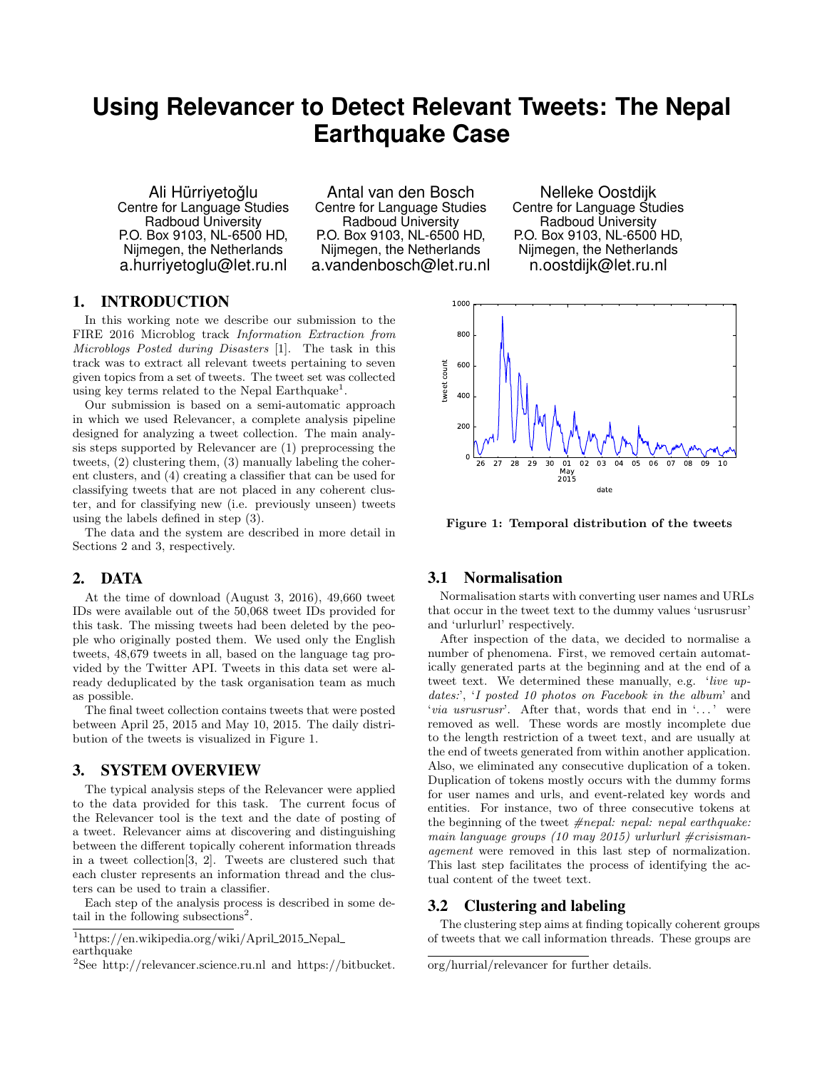# Using Relevancer to Detect Relevant Tweets: The Nepal Earthquake Case

Ali Hürriyetoğlu
Centre for Language Studies
Radboud University
P.O. Box 9103, NL-6500 HD,
Nijmegen, the Netherlands
a.hurriyetoglu@let.ru.nl

Antal van den Bosch
Centre for Language Studies
Radboud University
P.O. Box 9103, NL-6500 HD,
Nijmegen, the Netherlands
a.vandenbosch@let.ru.nl

Nelleke Oostdijk
Centre for Language Studies
Radboud University
P.O. Box 9103, NL-6500 HD,
Nijmegen, the Netherlands
n.oostdijk@let.ru.nl

## 1. INTRODUCTION

In this working note we describe our submission to the FIRE 2016 Microblog track *Information Extraction from Microblogs Posted during Disasters* [1]. The task in this track was to extract all relevant tweets pertaining to seven given topics from a set of tweets. The tweet set was collected using key terms related to the Nepal Earthquake[1].

Our submission is based on a semi-automatic approach in which we used Relevancer, a complete analysis pipeline designed for analyzing a tweet collection. The main analysis steps supported by Relevancer are (1) preprocessing the tweets, (2) clustering them, (3) manually labeling the coherent clusters, and (4) creating a classifier that can be used for classifying tweets that are not placed in any coherent cluster, and for classifying new (i.e. previously unseen) tweets using the labels defined in step (3).

The data and the system are described in more detail in Sections 2 and 3, respectively.

## 2. DATA

At the time of download (August 3, 2016), 49,660 tweet IDs were available out of the 50,068 tweet IDs provided for this task. The missing tweets had been deleted by the people who originally posted them. We used only the English tweets, 48,679 tweets in all, based on the language tag provided by the Twitter API. Tweets in this data set were already deduplicated by the task organisation team as much as possible.

The final tweet collection contains tweets that were posted between April 25, 2015 and May 10, 2015. The daily distribution of the tweets is visualized in Figure 1.

**Figure 1: Temporal distribution of the tweets**

## 3. SYSTEM OVERVIEW

The typical analysis steps of the Relevancer were applied to the data provided for this task. The current focus of the Relevancer tool is the text and the date of posting of a tweet. Relevancer aims at discovering and distinguishing between the different topically coherent information threads in a tweet collection[3, 2]. Tweets are clustered such that each cluster represents an information thread and the clusters can be used to train a classifier.

Each step of the analysis process is described in some detail in the following subsections[2].

### 3.1 Normalisation

Normalisation starts with converting user names and URLs that occur in the tweet text to the dummy values 'usrusrusr' and 'urlurlurl' respectively.

After inspection of the data, we decided to normalise a number of phenomena. First, we removed certain automatically generated parts at the beginning and at the end of a tweet text. We determined these manually, e.g. '*live updates:*', '*I posted 10 photos on Facebook in the album*' and '*via usrusrusr*'. After that, words that end in '...' were removed as well. These words are mostly incomplete due to the length restriction of a tweet text, and are usually at the end of tweets generated from within another application. Also, we eliminated any consecutive duplication of a token. Duplication of tokens mostly occurs with the dummy forms for user names and urls, and event-related key words and entities. For instance, two of three consecutive tokens at the beginning of the tweet *#nepal: nepal: nepal earthquake: main language groups (10 may 2015) urlurlurl #crisismanagement* were removed in this last step of normalization. This last step facilitates the process of identifying the actual content of the tweet text.

### 3.2 Clustering and labeling

The clustering step aims at finding topically coherent groups of tweets that we call information threads. These groups are

---

[1] https://en.wikipedia.org/wiki/April_2015_Nepal_earthquake

[2] See http://relevancer.science.ru.nl and https://bitbucket.org/hurrial/relevancer for further details.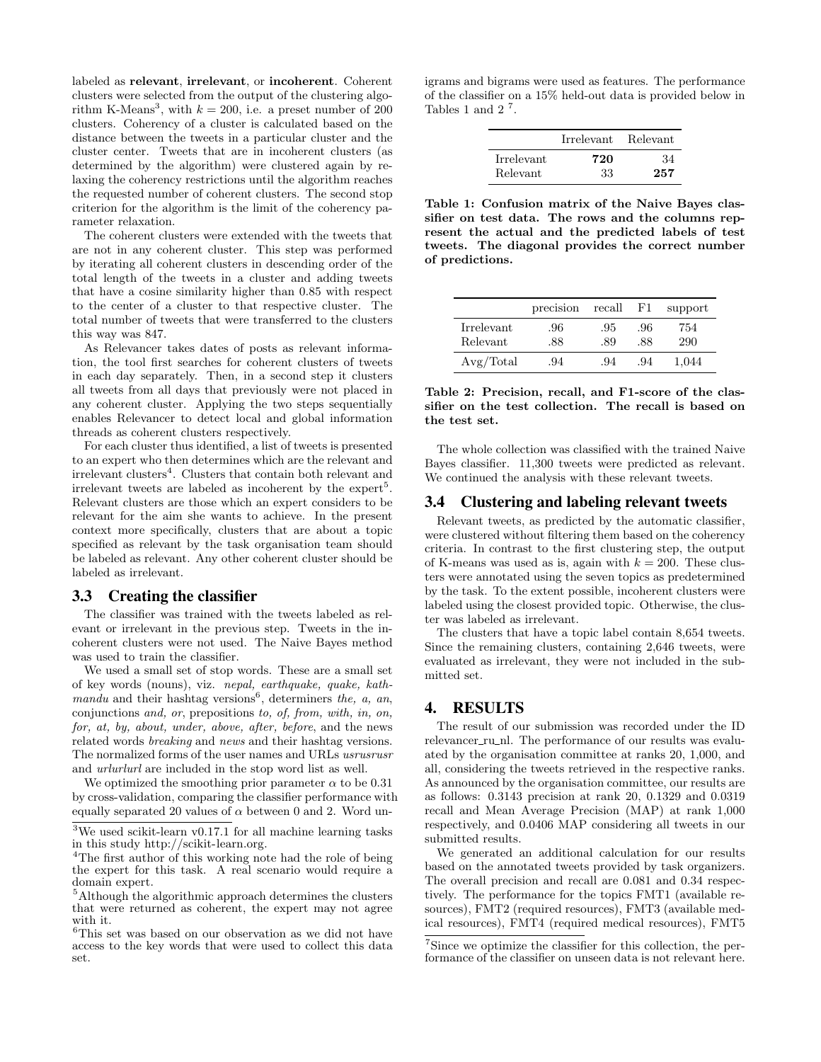labeled as **relevant**, **irrelevant**, or **incoherent**. Coherent clusters were selected from the output of the clustering algorithm K-Means[3], with $k = 200$, i.e. a preset number of 200 clusters. Coherency of a cluster is calculated based on the distance between the tweets in a particular cluster and the cluster center. Tweets that are in incoherent clusters (as determined by the algorithm) were clustered again by relaxing the coherency restrictions until the algorithm reaches the requested number of coherent clusters. The second stop criterion for the algorithm is the limit of the coherency parameter relaxation.

The coherent clusters were extended with the tweets that are not in any coherent cluster. This step was performed by iterating all coherent clusters in descending order of the total length of the tweets in a cluster and adding tweets that have a cosine similarity higher than 0.85 with respect to the center of a cluster to that respective cluster. The total number of tweets that were transferred to the clusters this way was 847.

As Relevancer takes dates of posts as relevant information, the tool first searches for coherent clusters of tweets in each day separately. Then, in a second step it clusters all tweets from all days that previously were not placed in any coherent cluster. Applying the two steps sequentially enables Relevancer to detect local and global information threads as coherent clusters respectively.

For each cluster thus identified, a list of tweets is presented to an expert who then determines which are the relevant and irrelevant clusters[4]. Clusters that contain both relevant and irrelevant tweets are labeled as incoherent by the expert[5]. Relevant clusters are those which an expert considers to be relevant for the aim she wants to achieve. In the present context more specifically, clusters that are about a topic specified as relevant by the task organisation team should be labeled as relevant. Any other coherent cluster should be labeled as irrelevant.

## 3.3 Creating the classifier

The classifier was trained with the tweets labeled as relevant or irrelevant in the previous step. Tweets in the incoherent clusters were not used. The Naive Bayes method was used to train the classifier.

We used a small set of stop words. These are a small set of key words (nouns), viz. *nepal, earthquake, quake, kathmandu* and their hashtag versions[6], determiners *the, a, an*, conjunctions *and, or*, prepositions *to, of, from, with, in, on, for, at, by, about, under, above, after, before*, and the news related words *breaking* and *news* and their hashtag versions. The normalized forms of the user names and URLs *usrusrusr* and *urlurlurl* are included in the stop word list as well.

We optimized the smoothing prior parameter $\alpha$ to be 0.31 by cross-validation, comparing the classifier performance with equally separated 20 values of $\alpha$ between 0 and 2. Word unigrams and bigrams were used as features. The performance of the classifier on a 15% held-out data is provided below in Tables 1 and 2 [7].

| | Irrelevant | Relevant |
|---|---|---|
| Irrelevant | **720** | 34 |
| Relevant | 33 | **257** |

**Table 1: Confusion matrix of the Naive Bayes classifier on test data. The rows and the columns represent the actual and the predicted labels of test tweets. The diagonal provides the correct number of predictions.**

| | precision | recall | F1 | support |
|---|---|---|---|---|
| Irrelevant | .96 | .95 | .96 | 754 |
| Relevant | .88 | .89 | .88 | 290 |
| Avg/Total | .94 | .94 | .94 | 1,044 |

**Table 2: Precision, recall, and F1-score of the classifier on the test collection. The recall is based on the test set.**

The whole collection was classified with the trained Naive Bayes classifier. 11,300 tweets were predicted as relevant. We continued the analysis with these relevant tweets.

## 3.4 Clustering and labeling relevant tweets

Relevant tweets, as predicted by the automatic classifier, were clustered without filtering them based on the coherency criteria. In contrast to the first clustering step, the output of K-means was used as is, again with $k = 200$. These clusters were annotated using the seven topics as predetermined by the task. To the extent possible, incoherent clusters were labeled using the closest provided topic. Otherwise, the cluster was labeled as irrelevant.

The clusters that have a topic label contain 8,654 tweets. Since the remaining clusters, containing 2,646 tweets, were evaluated as irrelevant, they were not included in the submitted set.

# 4. RESULTS

The result of our submission was recorded under the ID relevancer_ru_nl. The performance of our results was evaluated by the organisation committee at ranks 20, 1,000, and all, considering the tweets retrieved in the respective ranks. As announced by the organisation committee, our results are as follows: 0.3143 precision at rank 20, 0.1329 and 0.0319 recall and Mean Average Precision (MAP) at rank 1,000 respectively, and 0.0406 MAP considering all tweets in our submitted results.

We generated an additional calculation for our results based on the annotated tweets provided by task organizers. The overall precision and recall are 0.081 and 0.34 respectively. The performance for the topics FMT1 (available resources), FMT2 (required resources), FMT3 (available medical resources), FMT4 (required medical resources), FMT5

---

[3] We used scikit-learn v0.17.1 for all machine learning tasks in this study http://scikit-learn.org.

[4] The first author of this working note had the role of being the expert for this task. A real scenario would require a domain expert.

[5] Although the algorithmic approach determines the clusters that were returned as coherent, the expert may not agree with it.

[6] This set was based on our observation as we did not have access to the key words that were used to collect this data set.

[7] Since we optimize the classifier for this collection, the performance of the classifier on unseen data is not relevant here.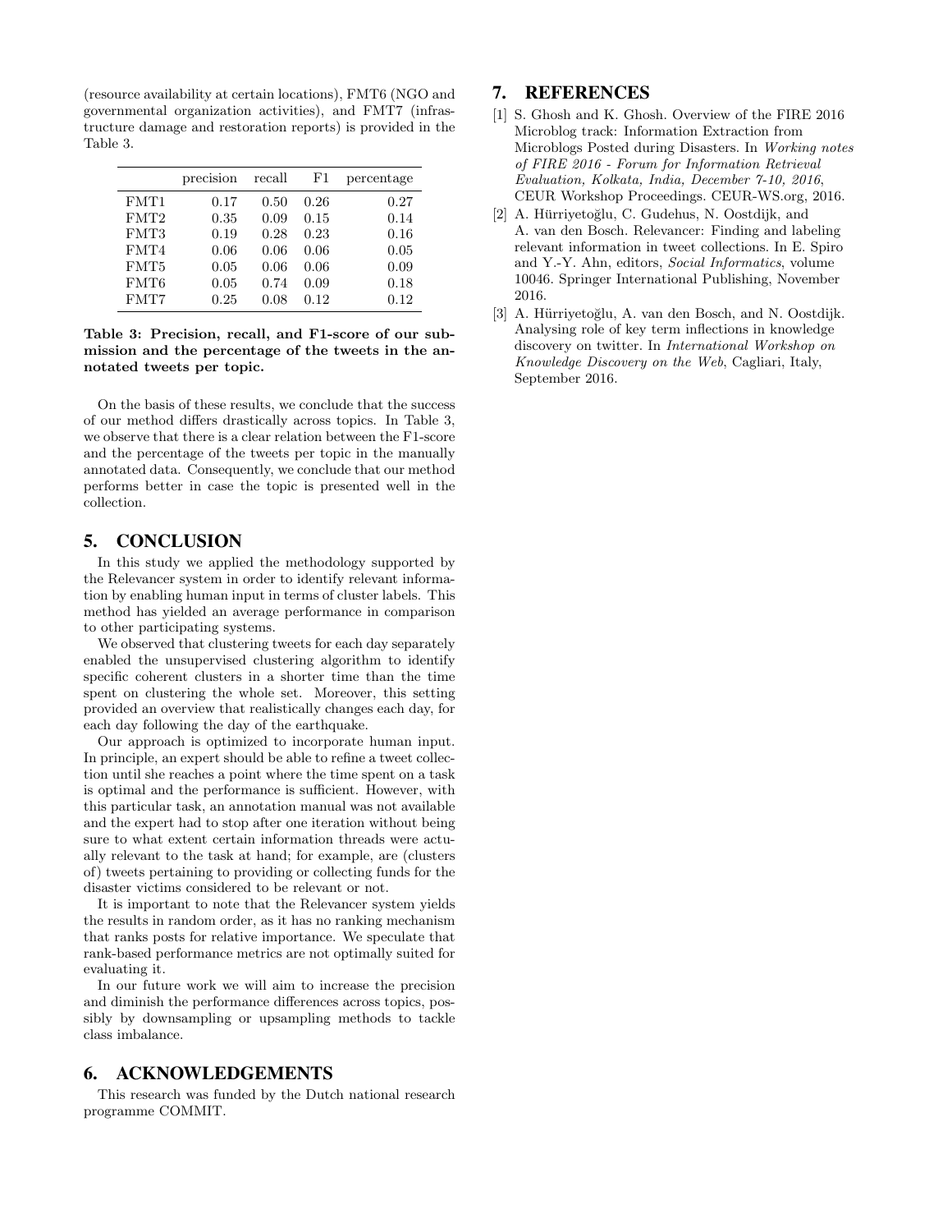(resource availability at certain locations), FMT6 (NGO and governmental organization activities), and FMT7 (infrastructure damage and restoration reports) is provided in the Table 3.

| | precision | recall | F1 | percentage |
|---|---|---|---|---|
| FMT1 | 0.17 | 0.50 | 0.26 | 0.27 |
| FMT2 | 0.35 | 0.09 | 0.15 | 0.14 |
| FMT3 | 0.19 | 0.28 | 0.23 | 0.16 |
| FMT4 | 0.06 | 0.06 | 0.06 | 0.05 |
| FMT5 | 0.05 | 0.06 | 0.06 | 0.09 |
| FMT6 | 0.05 | 0.74 | 0.09 | 0.18 |
| FMT7 | 0.25 | 0.08 | 0.12 | 0.12 |

**Table 3: Precision, recall, and F1-score of our submission and the percentage of the tweets in the annotated tweets per topic.**

On the basis of these results, we conclude that the success of our method differs drastically across topics. In Table 3, we observe that there is a clear relation between the F1-score and the percentage of the tweets per topic in the manually annotated data. Consequently, we conclude that our method performs better in case the topic is presented well in the collection.

## 5. CONCLUSION

In this study we applied the methodology supported by the Relevancer system in order to identify relevant information by enabling human input in terms of cluster labels. This method has yielded an average performance in comparison to other participating systems.

We observed that clustering tweets for each day separately enabled the unsupervised clustering algorithm to identify specific coherent clusters in a shorter time than the time spent on clustering the whole set. Moreover, this setting provided an overview that realistically changes each day, for each day following the day of the earthquake.

Our approach is optimized to incorporate human input. In principle, an expert should be able to refine a tweet collection until she reaches a point where the time spent on a task is optimal and the performance is sufficient. However, with this particular task, an annotation manual was not available and the expert had to stop after one iteration without being sure to what extent certain information threads were actually relevant to the task at hand; for example, are (clusters of) tweets pertaining to providing or collecting funds for the disaster victims considered to be relevant or not.

It is important to note that the Relevancer system yields the results in random order, as it has no ranking mechanism that ranks posts for relative importance. We speculate that rank-based performance metrics are not optimally suited for evaluating it.

In our future work we will aim to increase the precision and diminish the performance differences across topics, possibly by downsampling or upsampling methods to tackle class imbalance.

## 6. ACKNOWLEDGEMENTS

This research was funded by the Dutch national research programme COMMIT.

## 7. REFERENCES

[1] S. Ghosh and K. Ghosh. Overview of the FIRE 2016 Microblog track: Information Extraction from Microblogs Posted during Disasters. In *Working notes of FIRE 2016 - Forum for Information Retrieval Evaluation, Kolkata, India, December 7-10, 2016*, CEUR Workshop Proceedings. CEUR-WS.org, 2016.

[2] A. Hürriyetoğlu, C. Gudehus, N. Oostdijk, and A. van den Bosch. Relevancer: Finding and labeling relevant information in tweet collections. In E. Spiro and Y.-Y. Ahn, editors, *Social Informatics*, volume 10046. Springer International Publishing, November 2016.

[3] A. Hürriyetoğlu, A. van den Bosch, and N. Oostdijk. Analysing role of key term inflections in knowledge discovery on twitter. In *International Workshop on Knowledge Discovery on the Web*, Cagliari, Italy, September 2016.